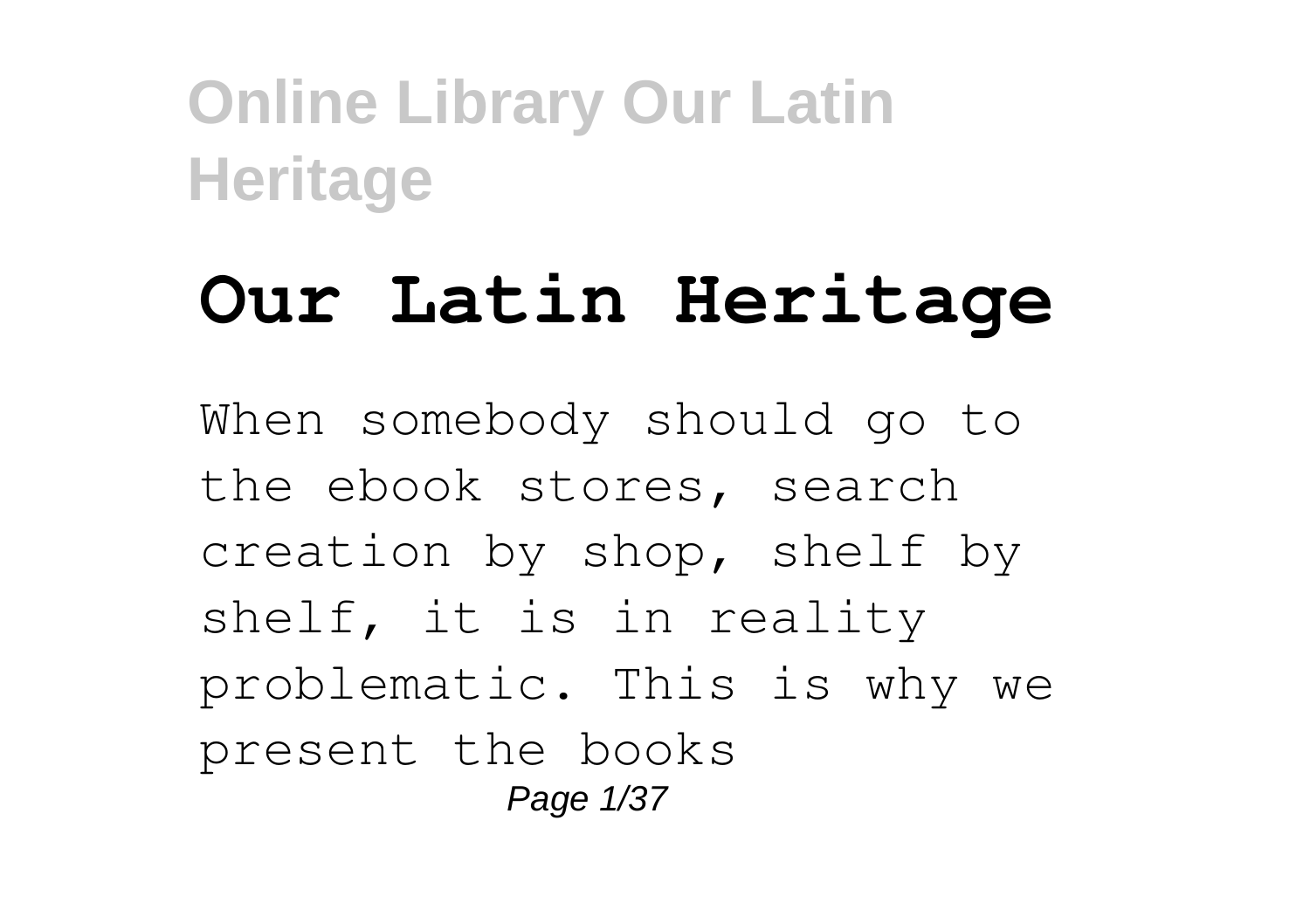# Our Latin Heritage

When somebody should go to the ebook stores, search creation by shop, shelf by shelf, it is in reality problematic. This is why we present the books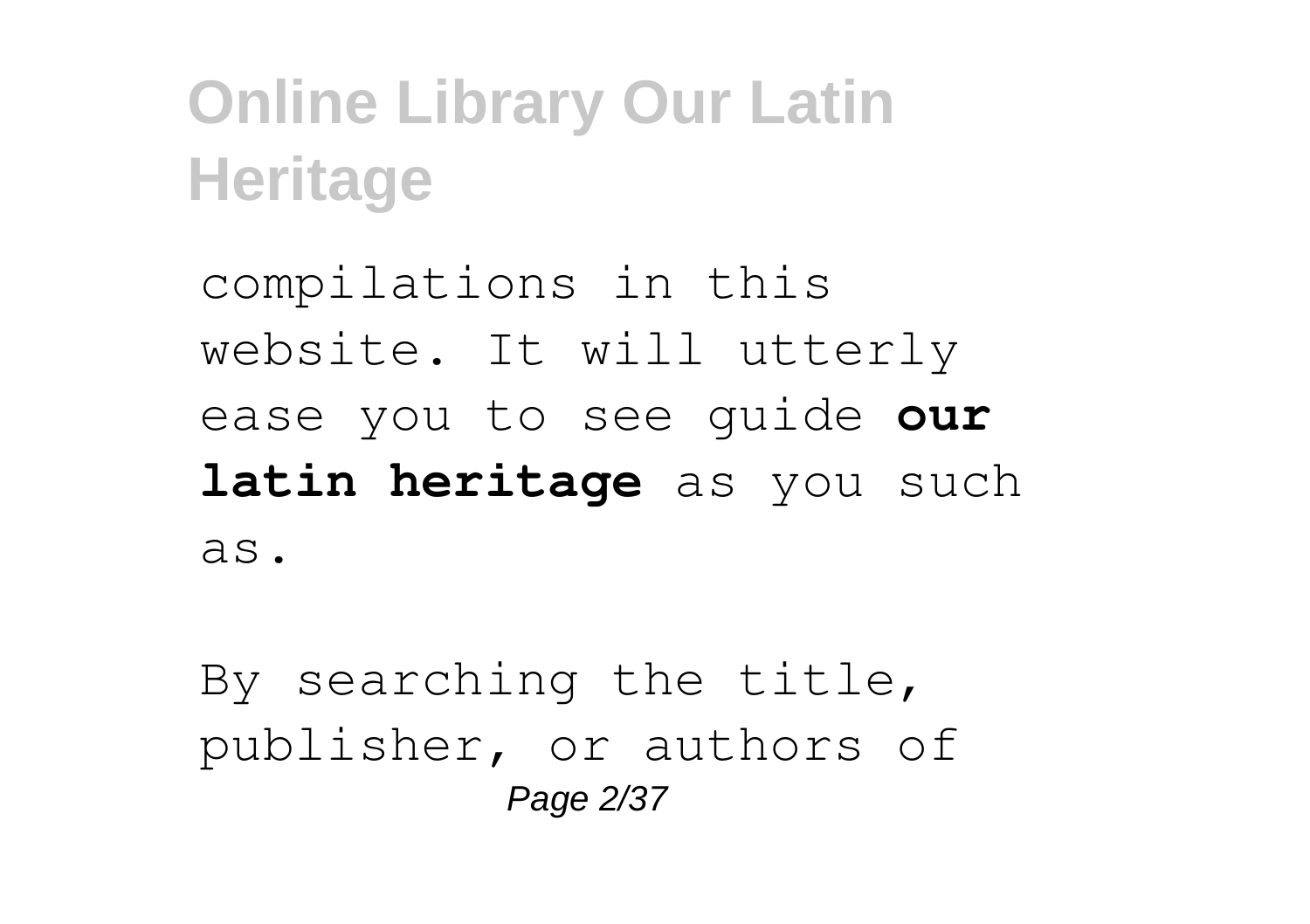compilations in this website. It will utterly ease you to see guide **our latin heritage** as you such as.

By searching the title, publisher, or authors of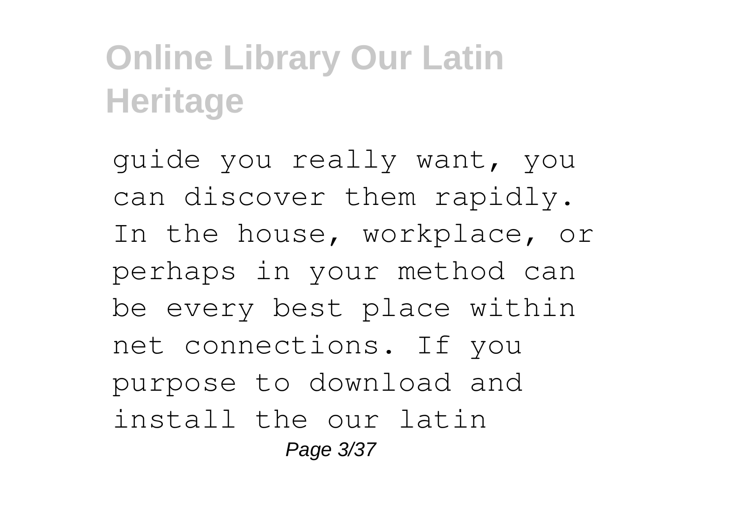guide you really want, you can discover them rapidly. In the house, workplace, or perhaps in your method can be every best place within net connections. If you purpose to download and install the our latin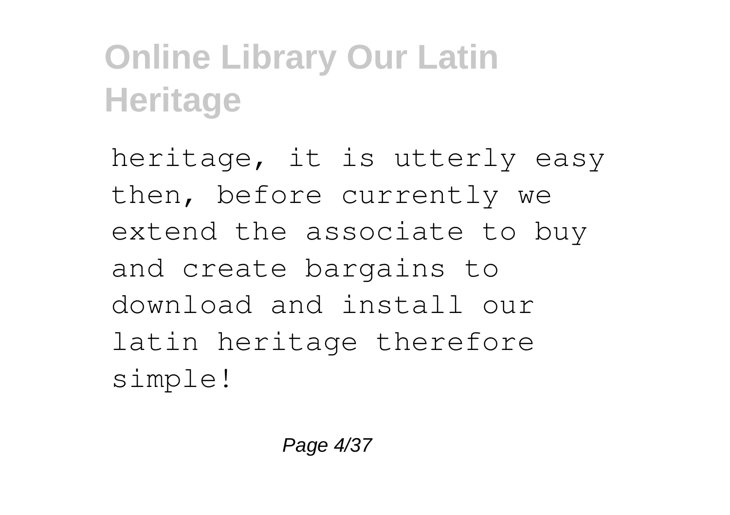heritage, it is utterly easy then, before currently we extend the associate to buy and create bargains to download and install our latin heritage therefore simple!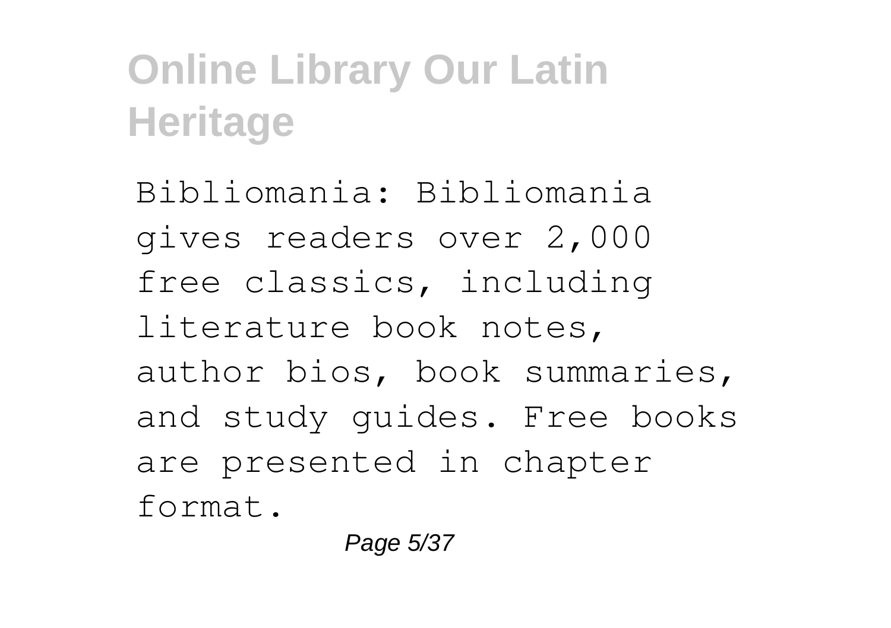Bibliomania: Bibliomania gives readers over 2,000 free classics, including literature book notes, author bios, book summaries, and study guides. Free books are presented in chapter format.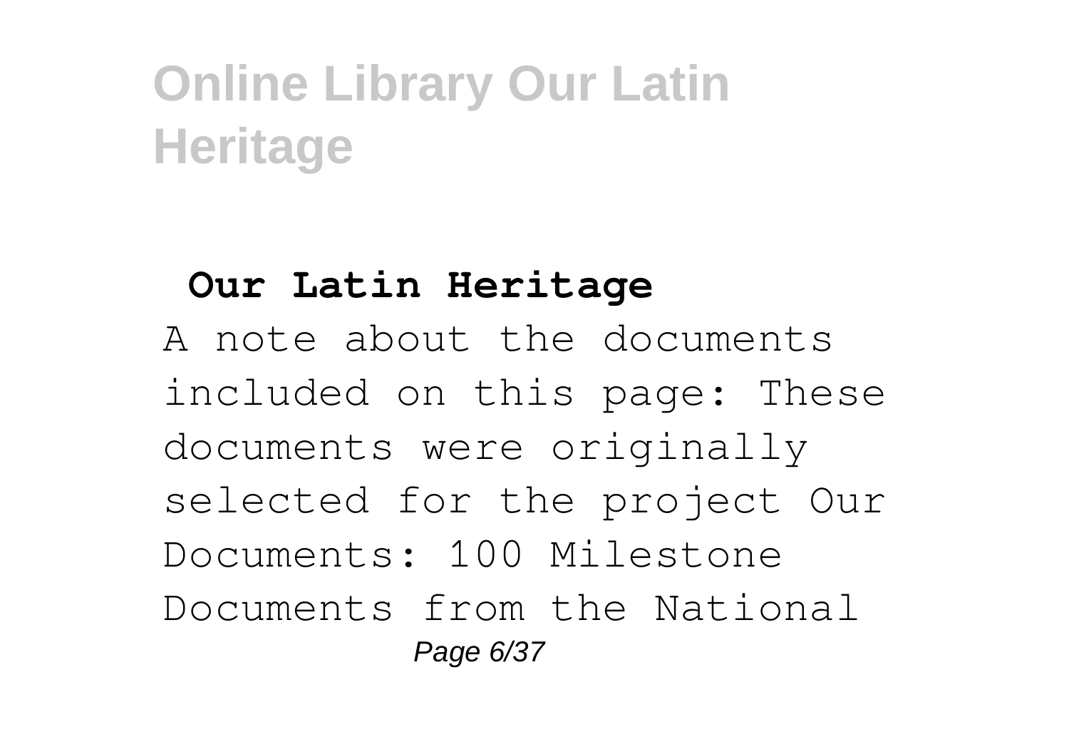## Our Latin Heritage

A note about the documents included on this page: These documents were originally selected for the project Our Documents: 100 Milestone Documents from the National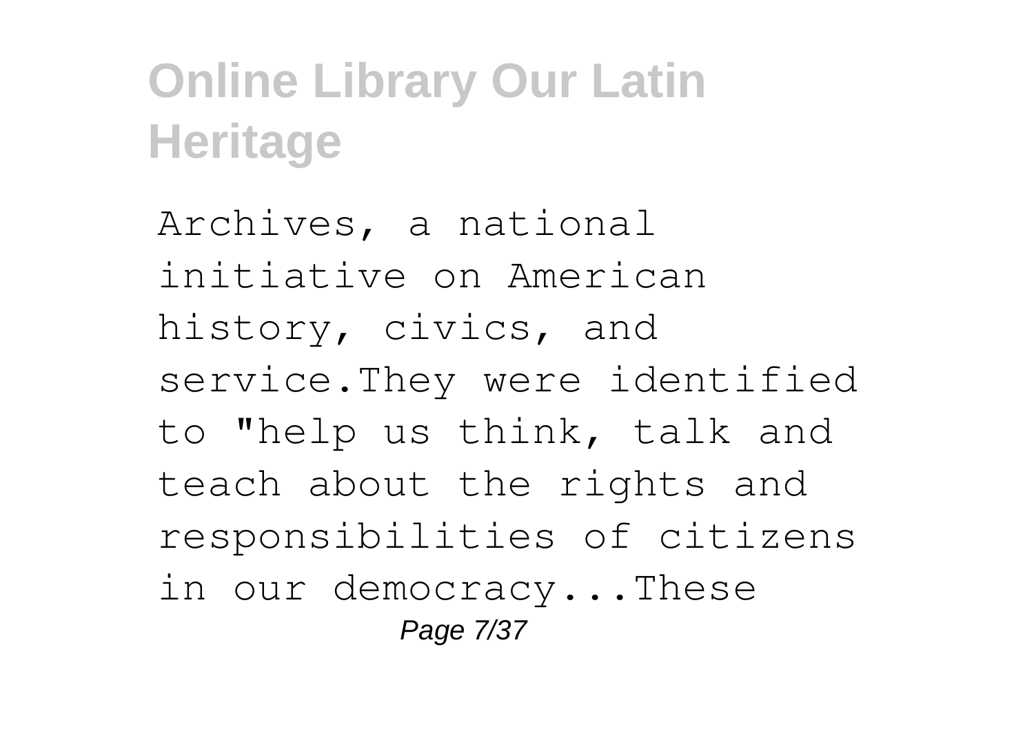Archives, a national initiative on American history, civics, and service.They were identified to "help us think, talk and teach about the rights and responsibilities of citizens in our democracy...These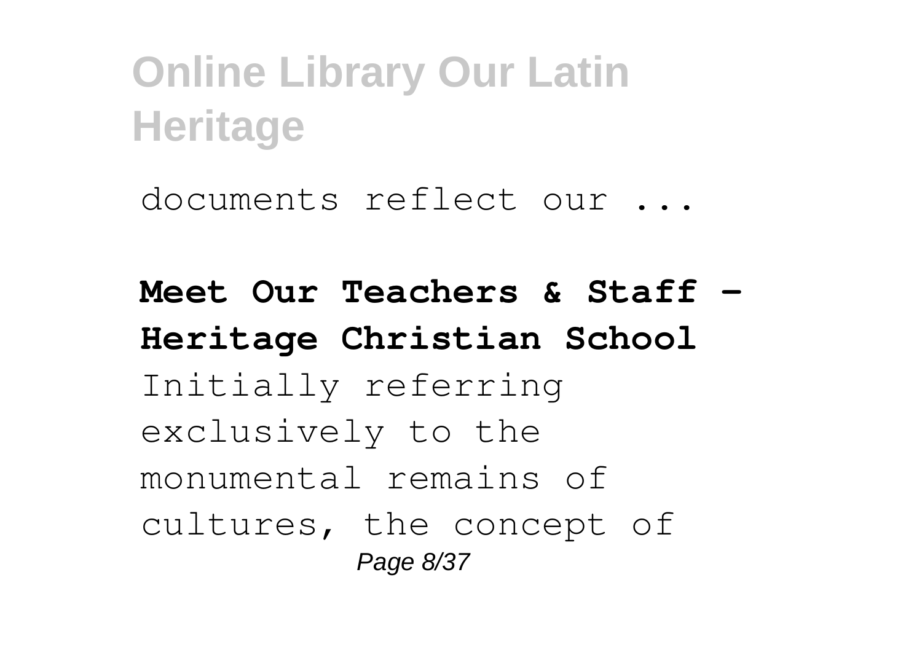documents reflect our ...

**Meet Our Teachers & Staff - Heritage Christian School**

Initially referring exclusively to the monumental remains of cultures, the concept of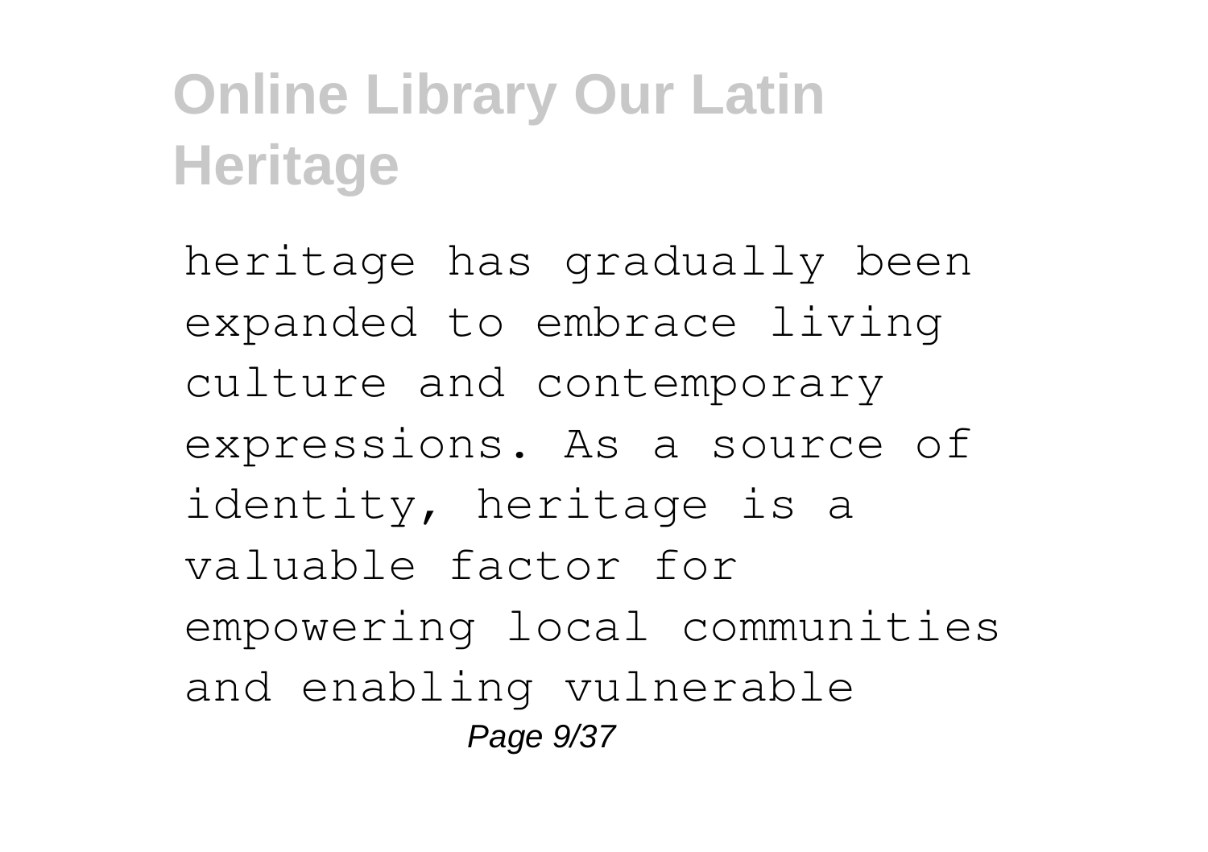heritage has gradually been expanded to embrace living culture and contemporary expressions. As a source of identity, heritage is a valuable factor for empowering local communities and enabling vulnerable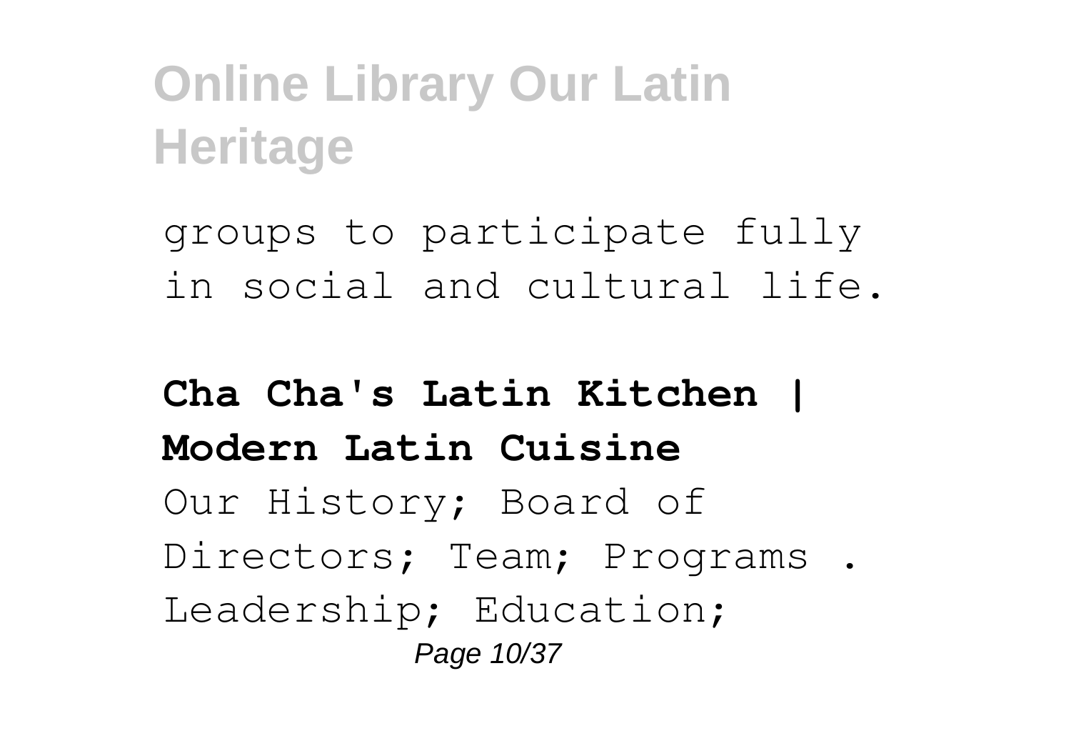groups to participate fully in social and cultural life.

**Cha Cha's Latin Kitchen | Modern Latin Cuisine**

Our History; Board of Directors; Team; Programs . Leadership; Education;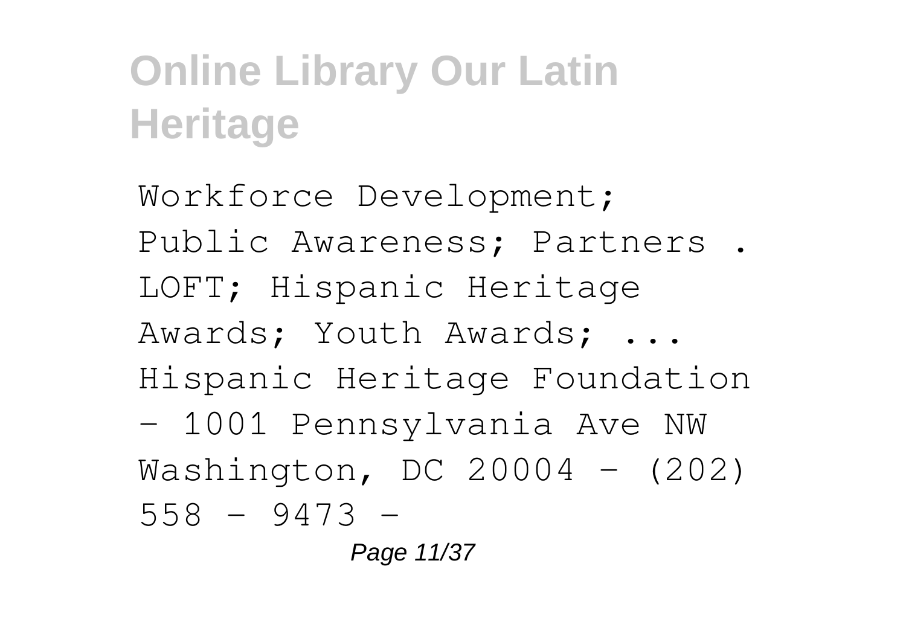Workforce Development; Public Awareness; Partners . LOFT; Hispanic Heritage Awards; Youth Awards; ... Hispanic Heritage Foundation - 1001 Pennsylvania Ave NW Washington, DC 20004 - (202) 558 - 9473 -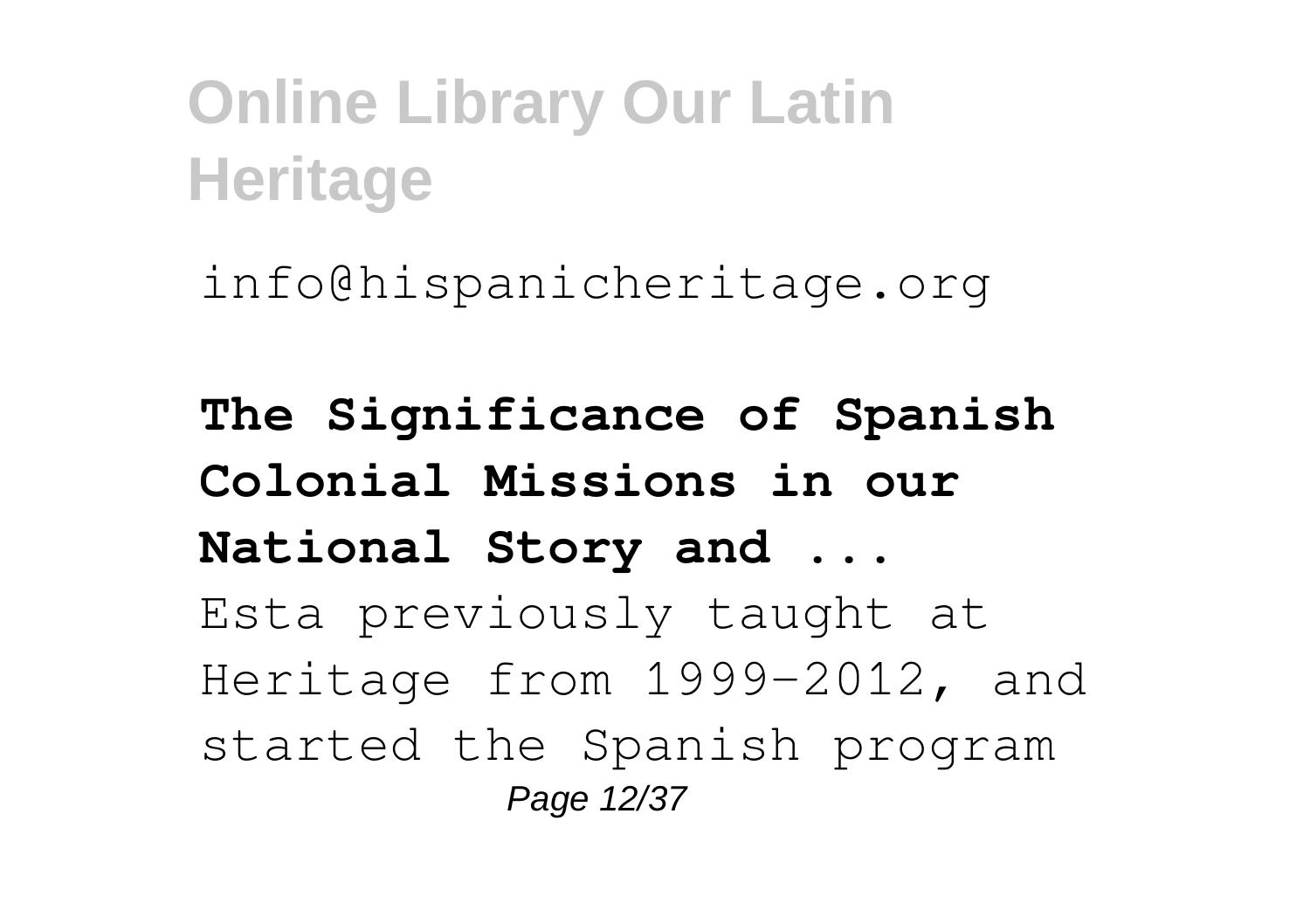info@hispanicheritage.org

**The Significance of Spanish Colonial Missions in our National Story and ...**

Esta previously taught at Heritage from 1999-2012, and started the Spanish program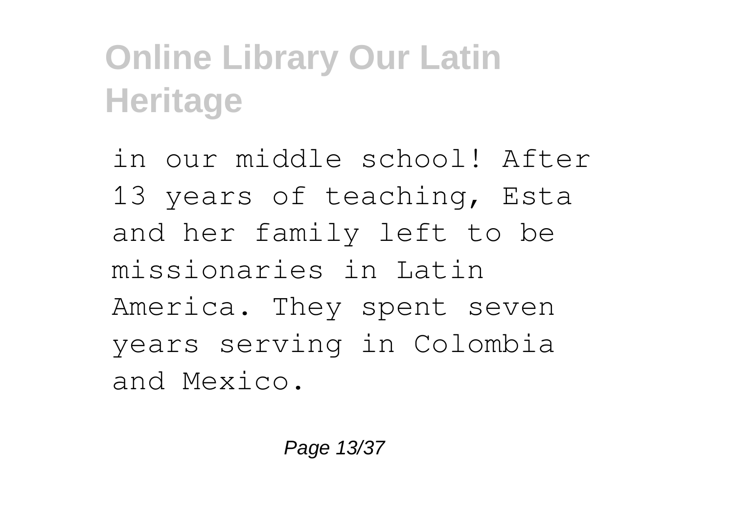in our middle school! After 13 years of teaching, Esta and her family left to be missionaries in Latin America. They spent seven years serving in Colombia and Mexico.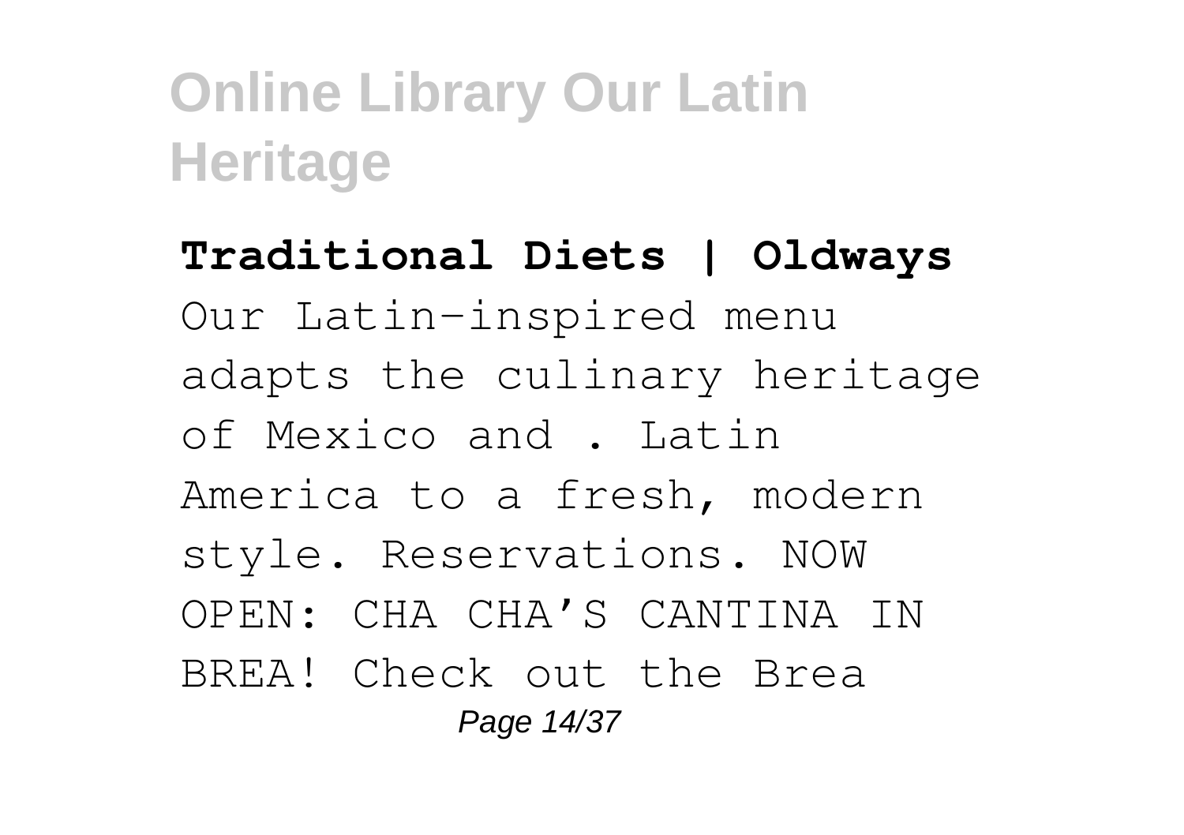**Traditional Diets | Oldways**

Our Latin-inspired menu adapts the culinary heritage of Mexico and . Latin America to a fresh, modern style. Reservations. NOW OPEN: CHA CHA'S CANTINA IN BREA! Check out the Brea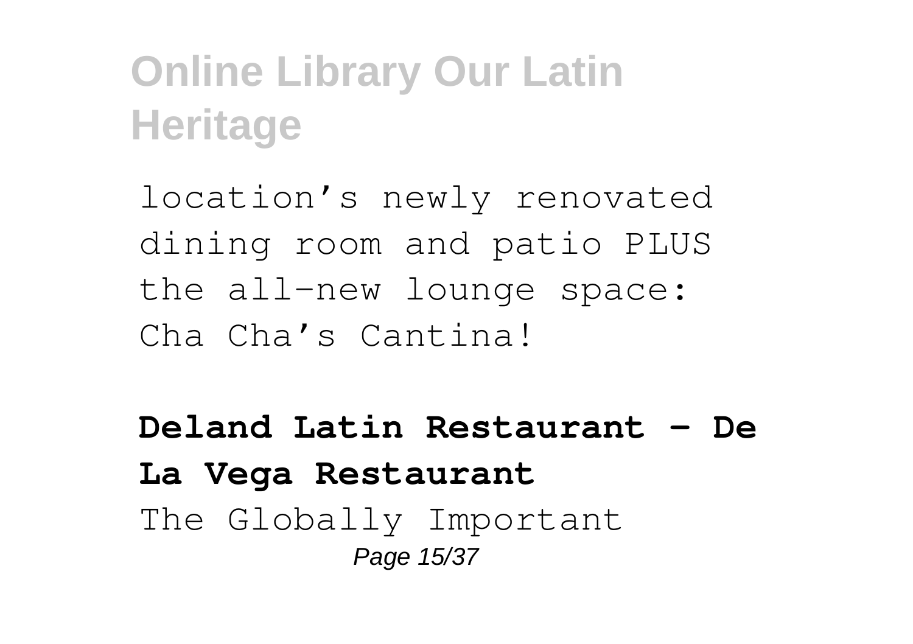location’s newly renovated dining room and patio PLUS the all-new lounge space: Cha Cha’s Cantina!

**Deland Latin Restaurant - De La Vega Restaurant**

The Globally Important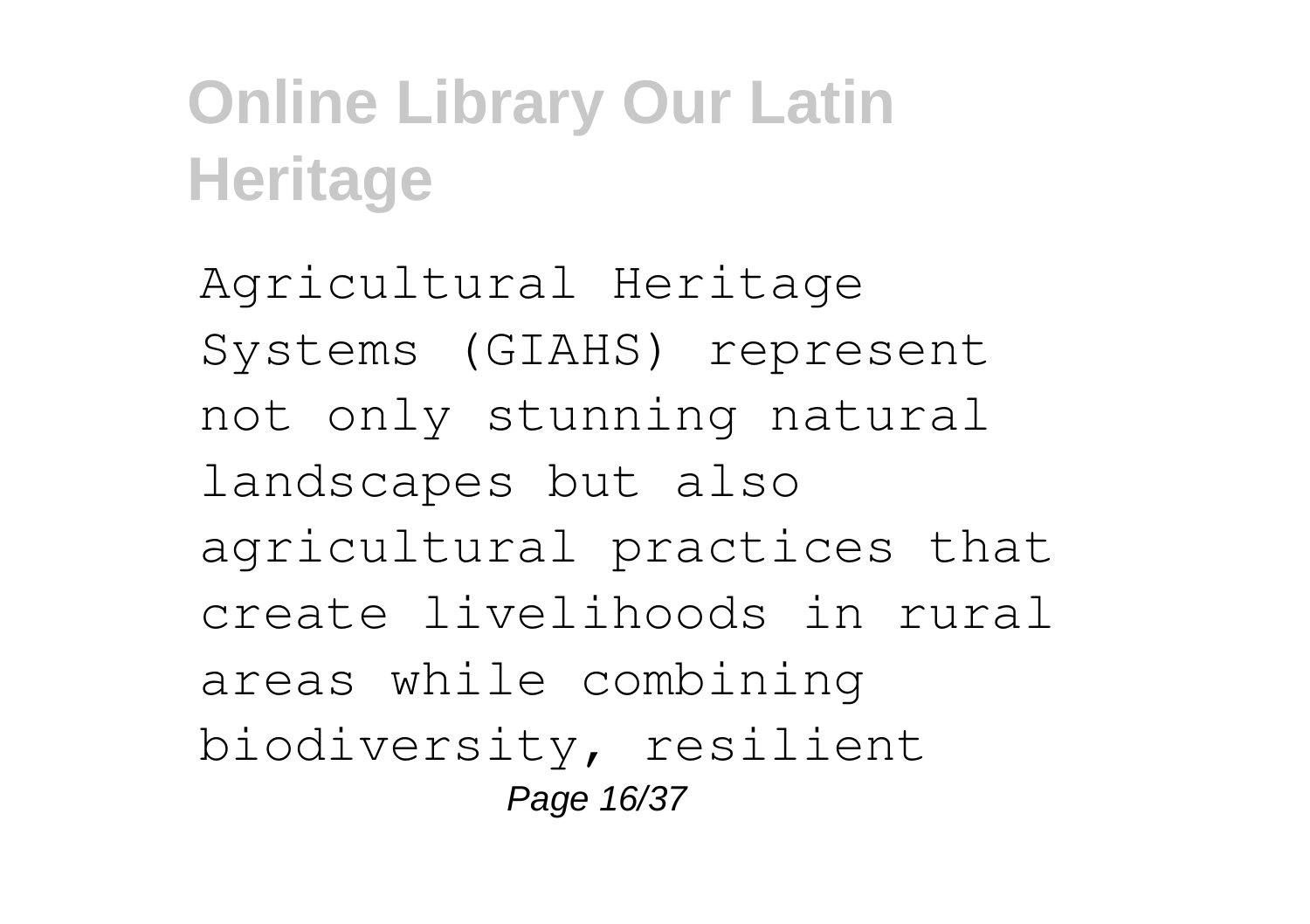Agricultural Heritage Systems (GIAHS) represent not only stunning natural landscapes but also agricultural practices that create livelihoods in rural areas while combining biodiversity, resilient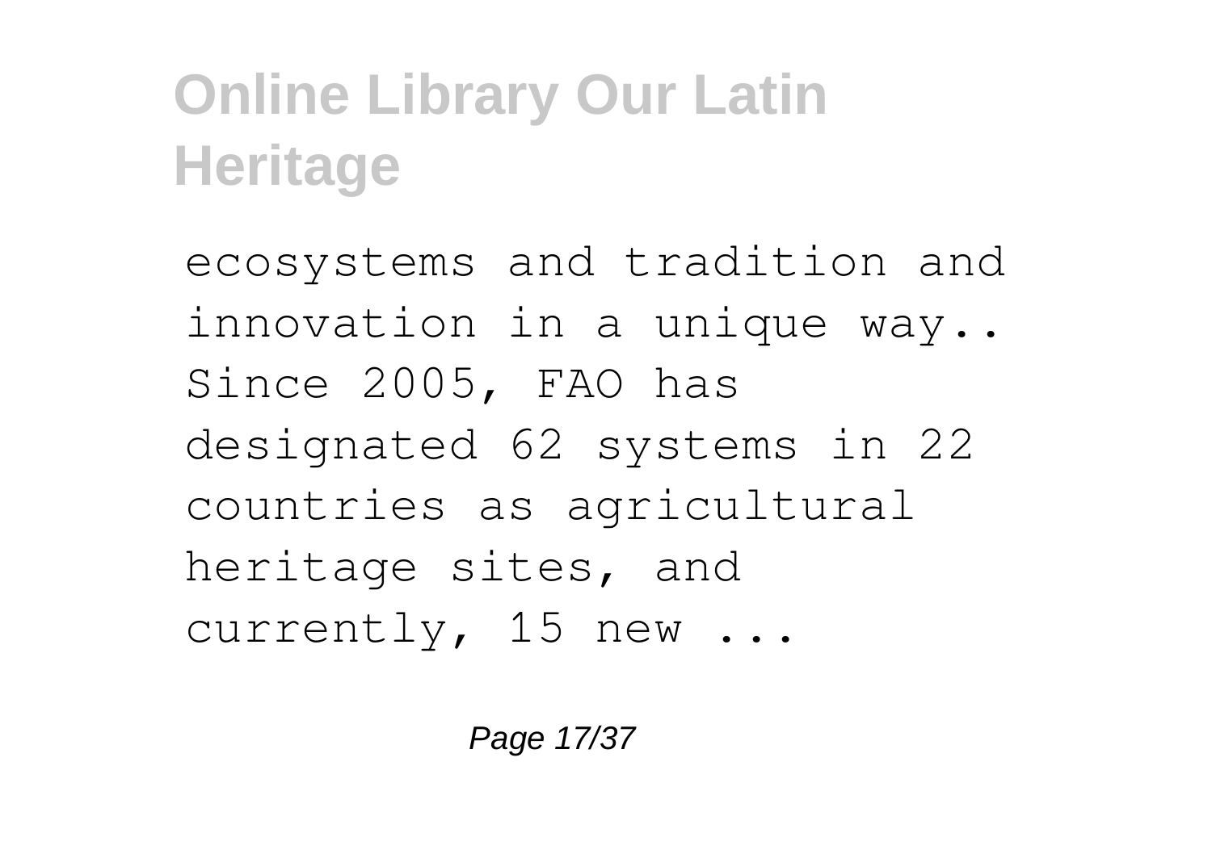ecosystems and tradition and innovation in a unique way.. Since 2005, FAO has designated 62 systems in 22 countries as agricultural heritage sites, and currently, 15 new ...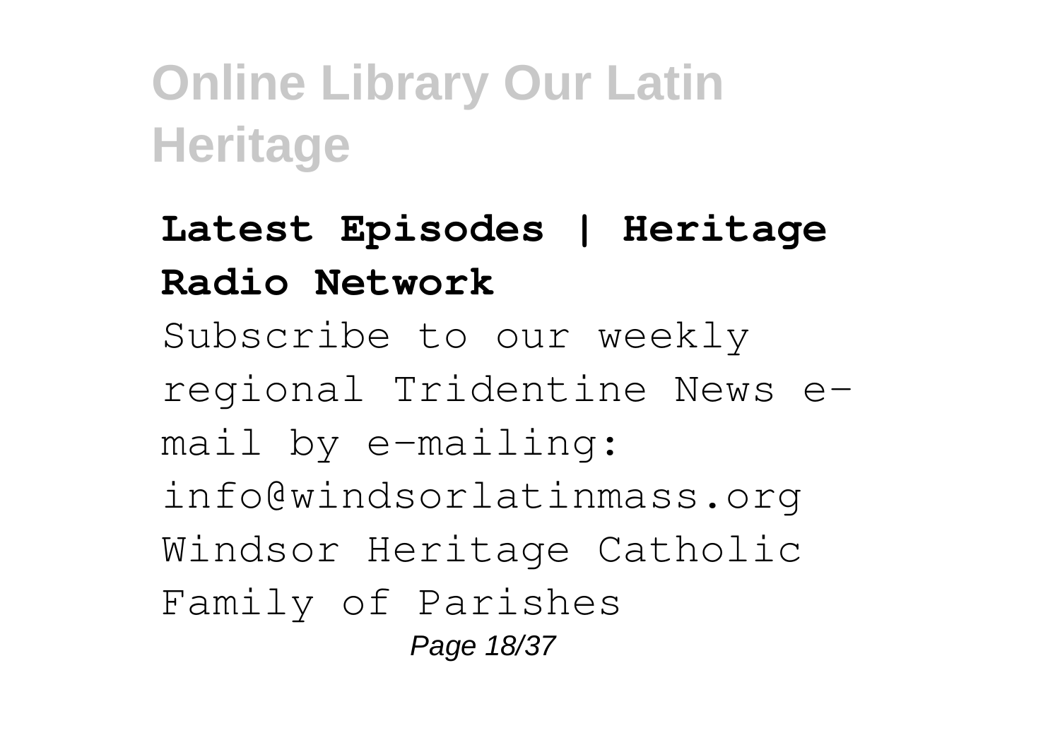**Latest Episodes | Heritage Radio Network**

Subscribe to our weekly regional Tridentine News e-mail by e-mailing: info@windsorlatinmass.org Windsor Heritage Catholic Family of Parishes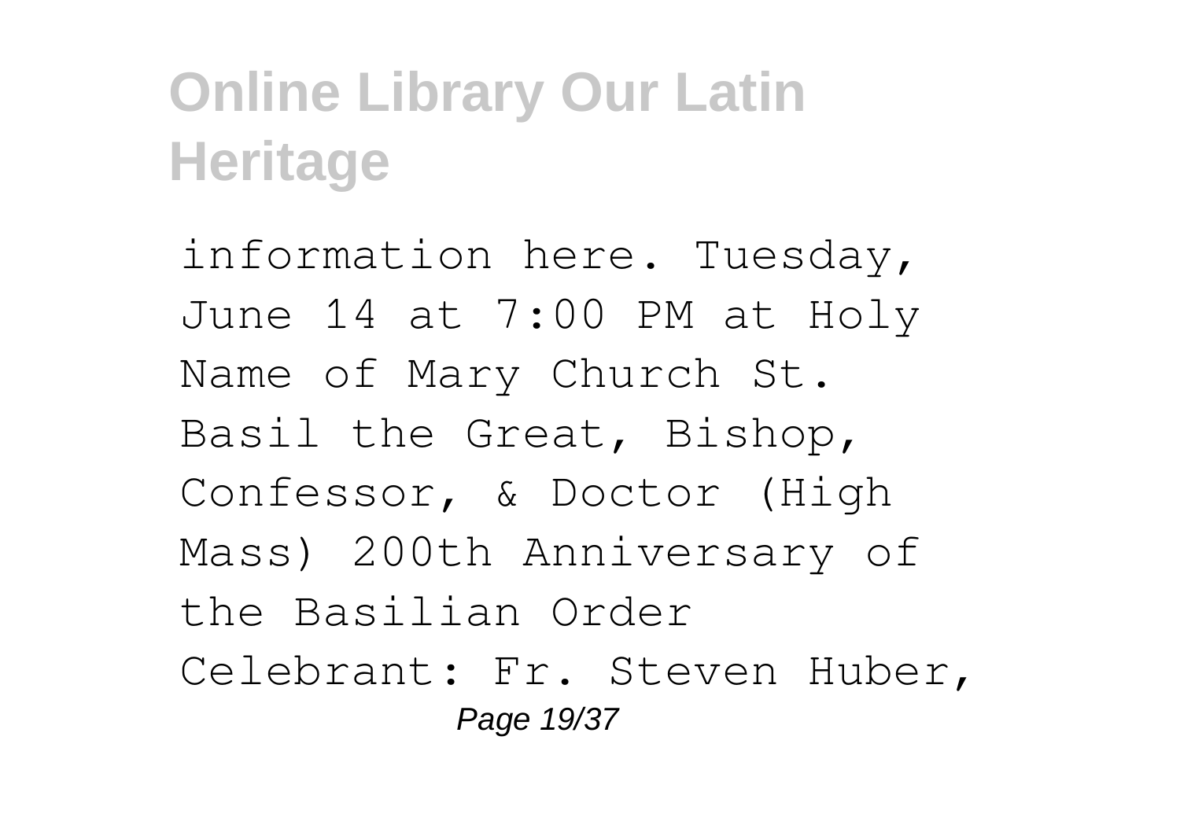information here. Tuesday, June 14 at 7:00 PM at Holy Name of Mary Church St. Basil the Great, Bishop, Confessor, & Doctor (High Mass) 200th Anniversary of the Basilian Order Celebrant: Fr. Steven Huber,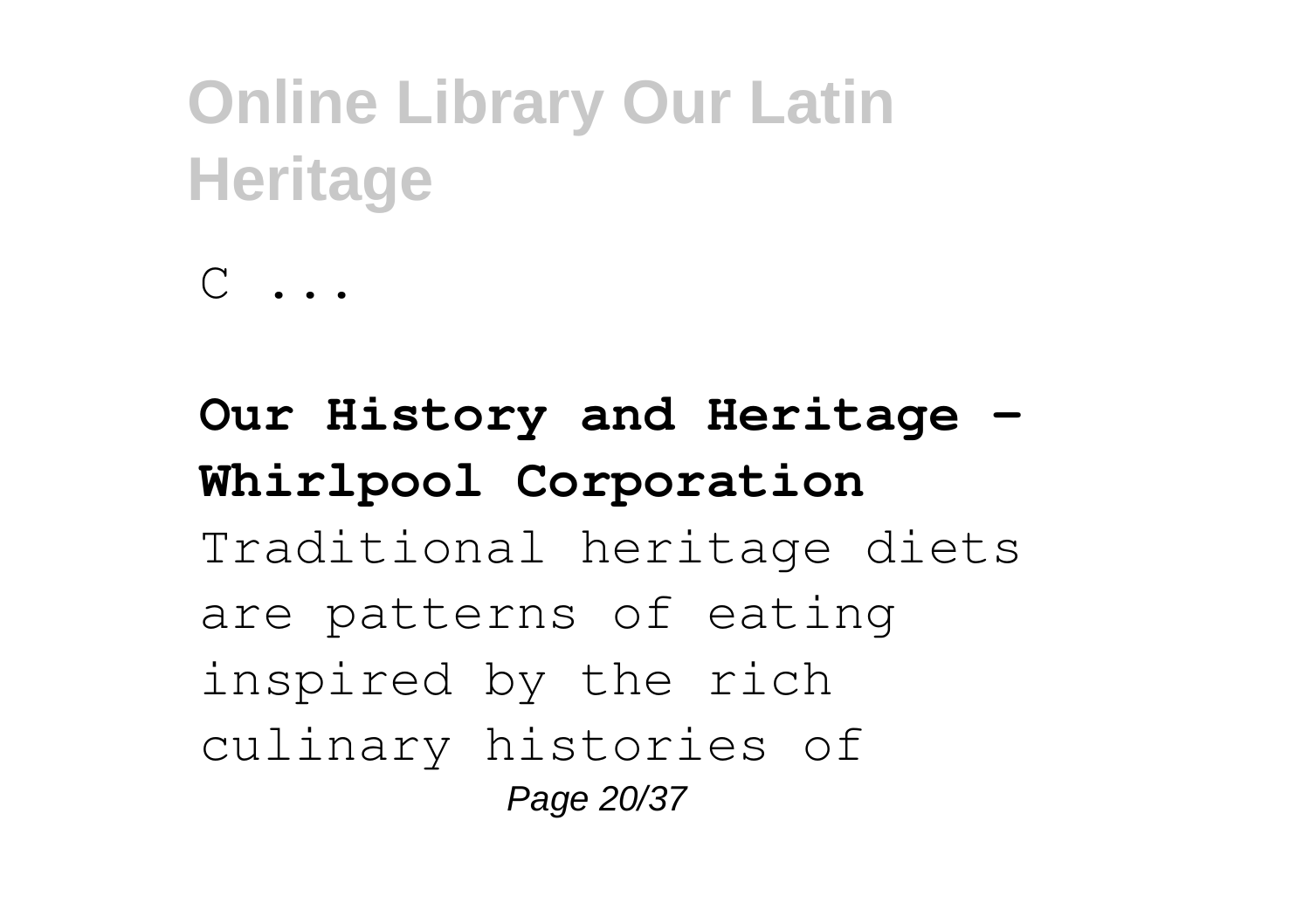C ...

**Our History and Heritage - Whirlpool Corporation**

Traditional heritage diets are patterns of eating inspired by the rich culinary histories of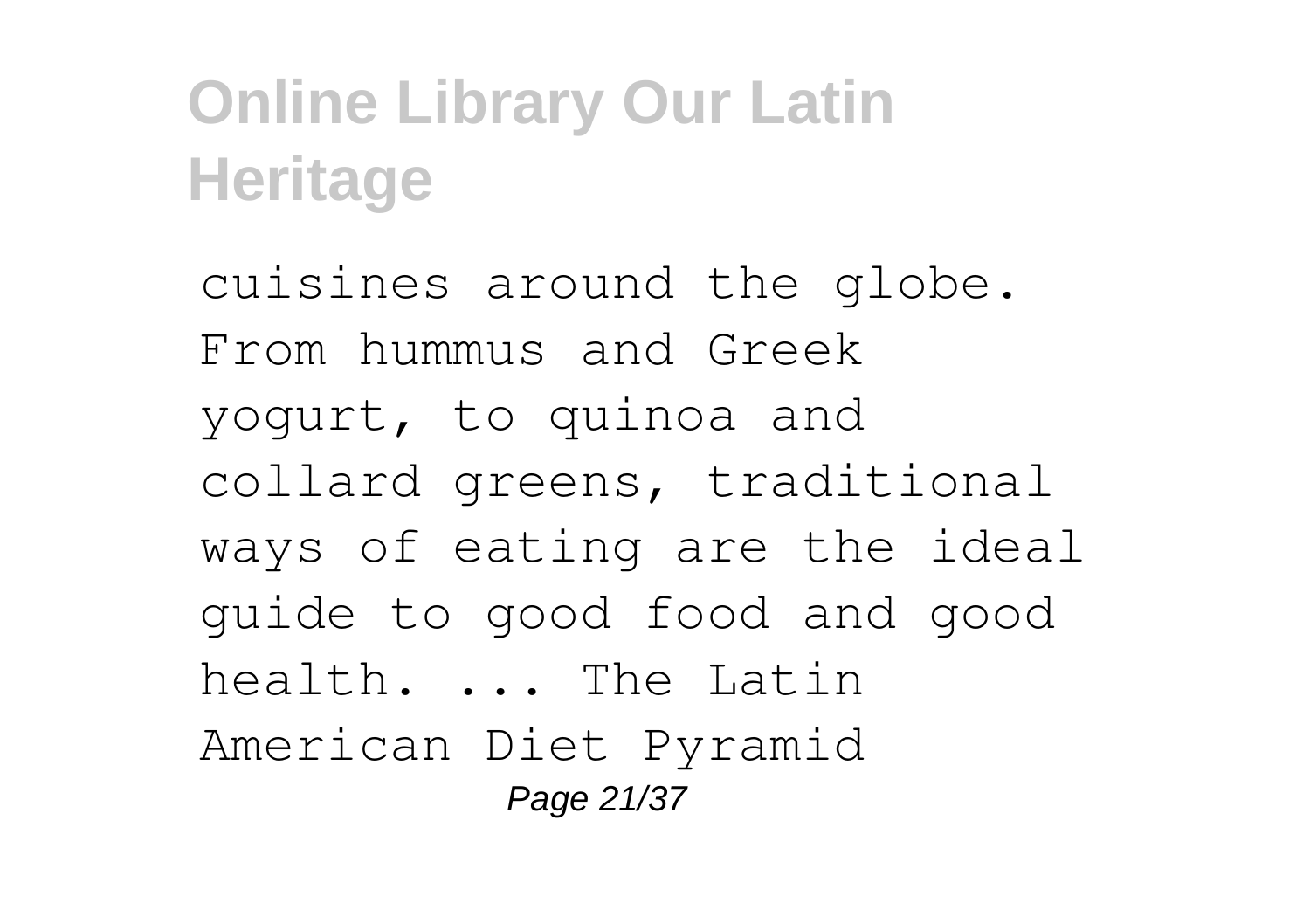cuisines around the globe. From hummus and Greek yogurt, to quinoa and collard greens, traditional ways of eating are the ideal guide to good food and good health. ... The Latin American Diet Pyramid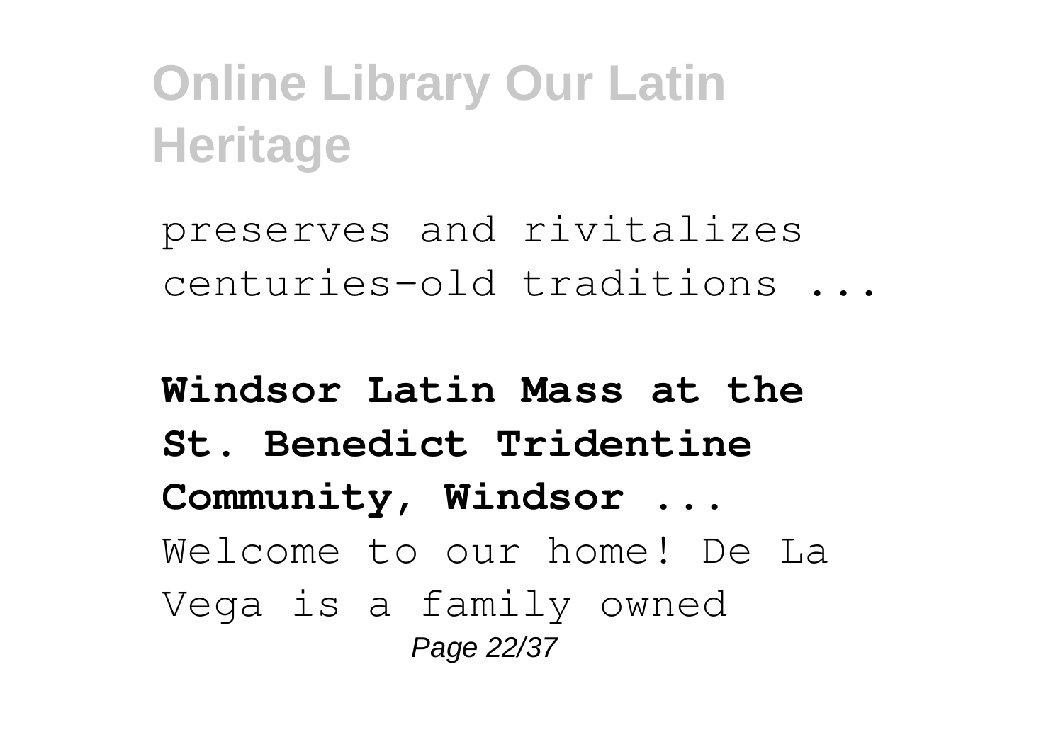preserves and rivitalizes centuries-old traditions ...

**Windsor Latin Mass at the St. Benedict Tridentine Community, Windsor ...**

Welcome to our home! De La Vega is a family owned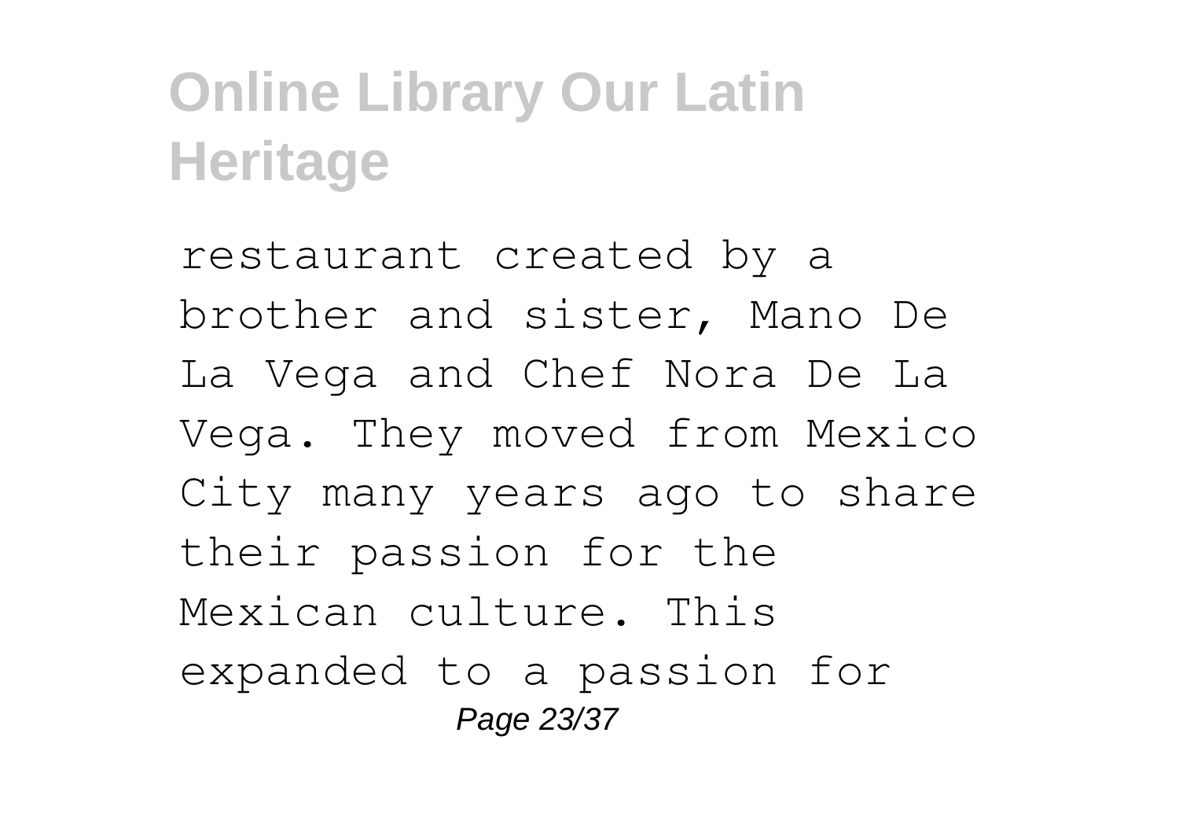restaurant created by a brother and sister, Mano De La Vega and Chef Nora De La Vega. They moved from Mexico City many years ago to share their passion for the Mexican culture. This expanded to a passion for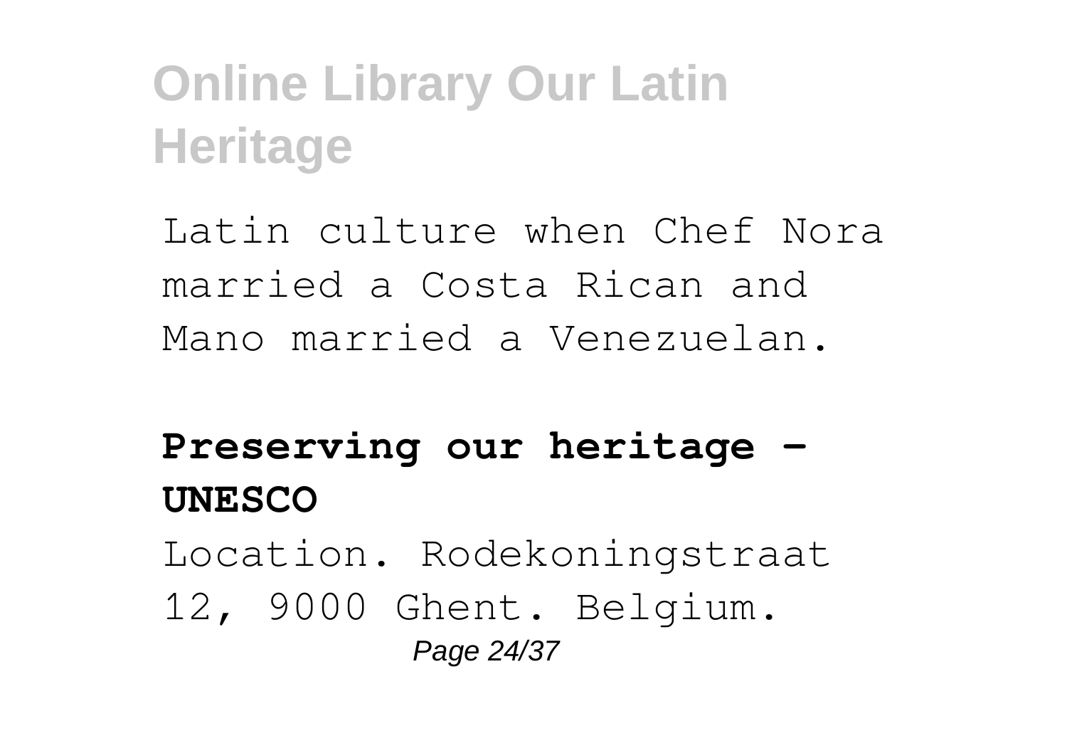Latin culture when Chef Nora married a Costa Rican and Mano married a Venezuelan.

**Preserving our heritage - UNESCO**

Location. Rodekoningstraat 12, 9000 Ghent. Belgium.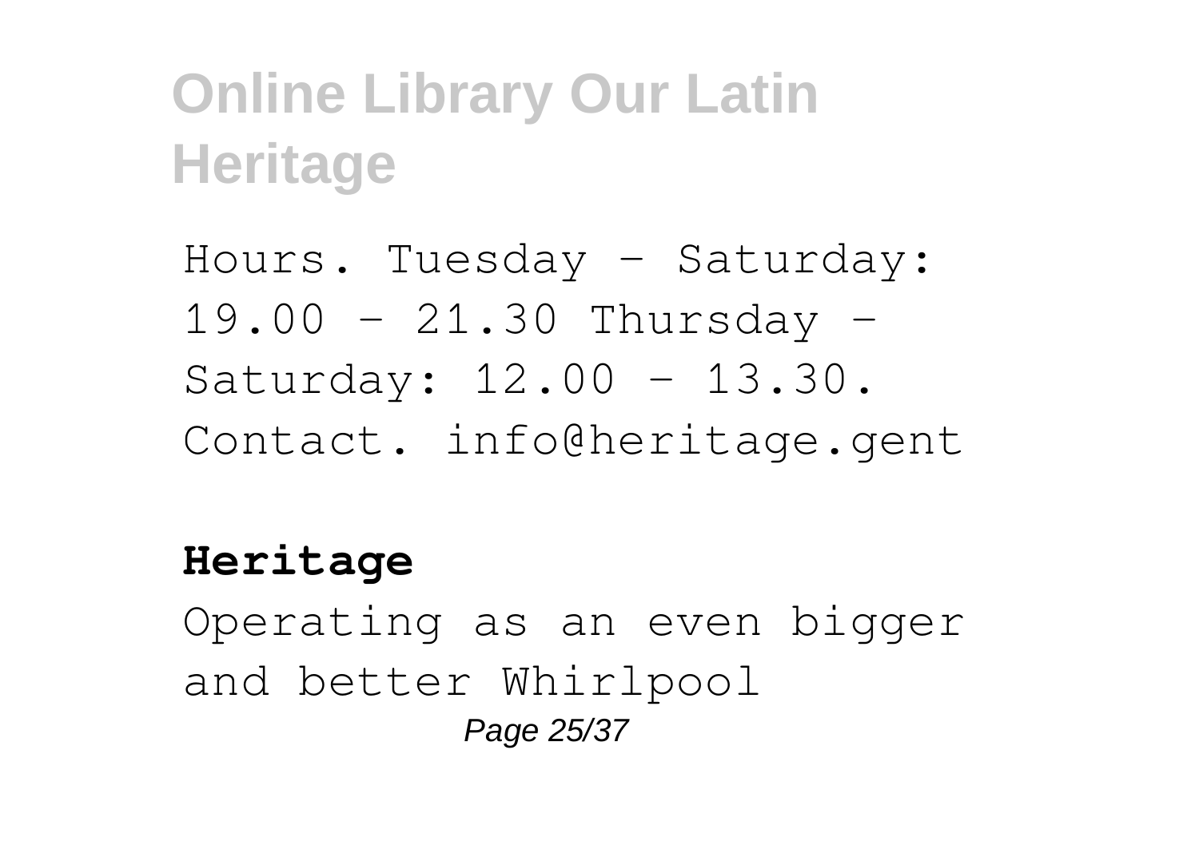Hours. Tuesday - Saturday: 19.00 - 21.30 Thursday - Saturday: 12.00 - 13.30. Contact. info@heritage.gent

**Heritage**

Operating as an even bigger and better Whirlpool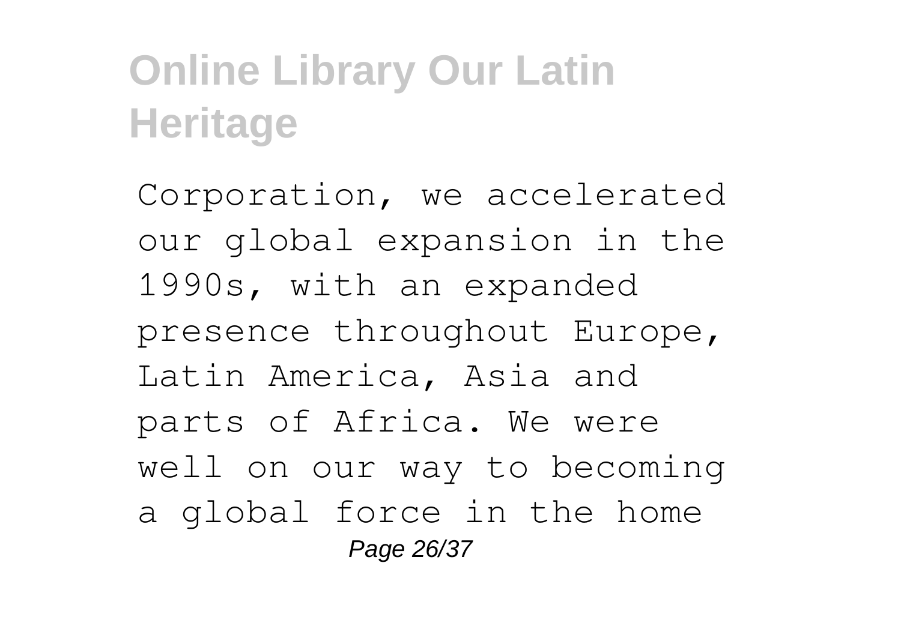Corporation, we accelerated our global expansion in the 1990s, with an expanded presence throughout Europe, Latin America, Asia and parts of Africa. We were well on our way to becoming a global force in the home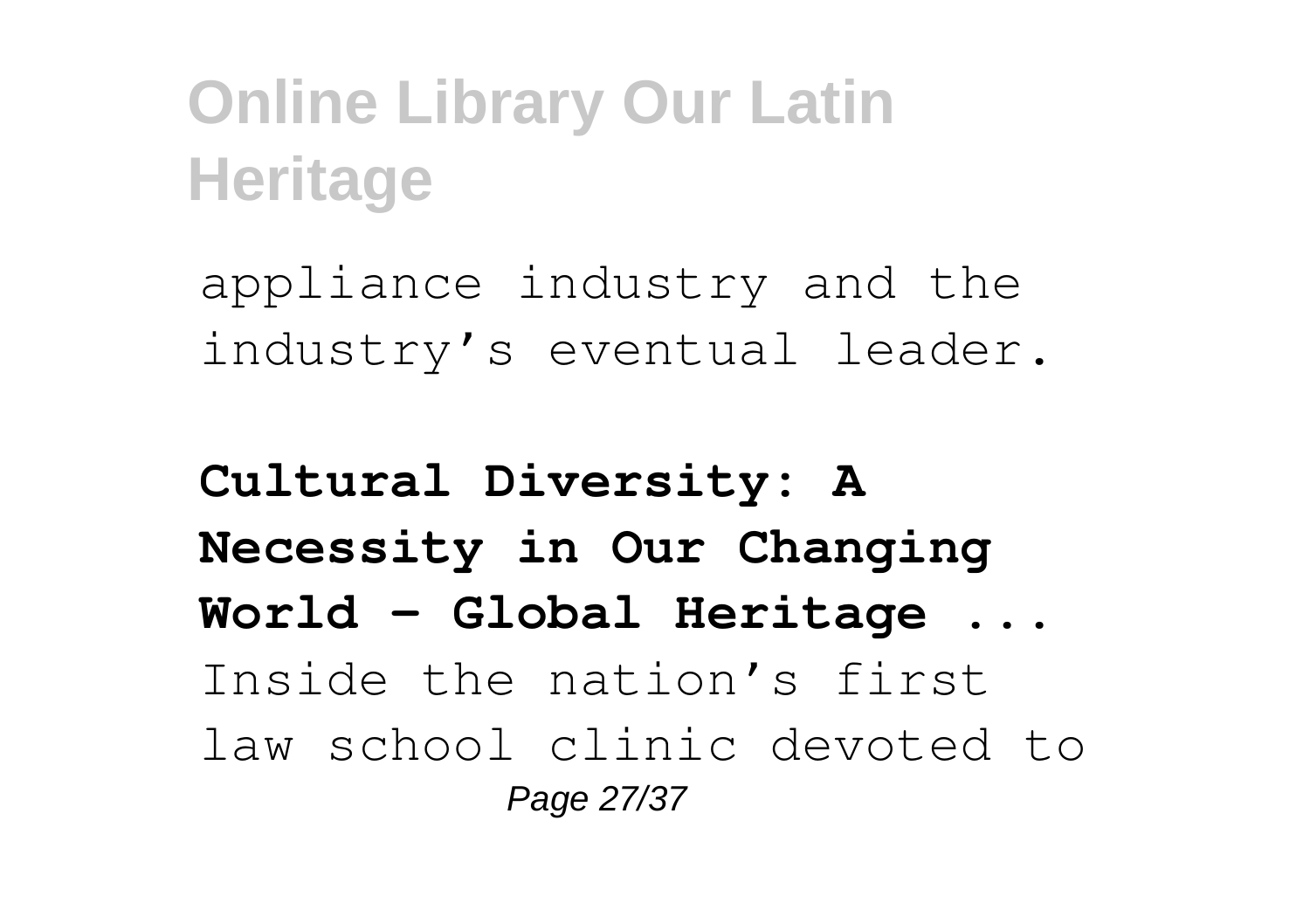appliance industry and the industry’s eventual leader.

**Cultural Diversity: A Necessity in Our Changing World - Global Heritage ...**

Inside the nation’s first law school clinic devoted to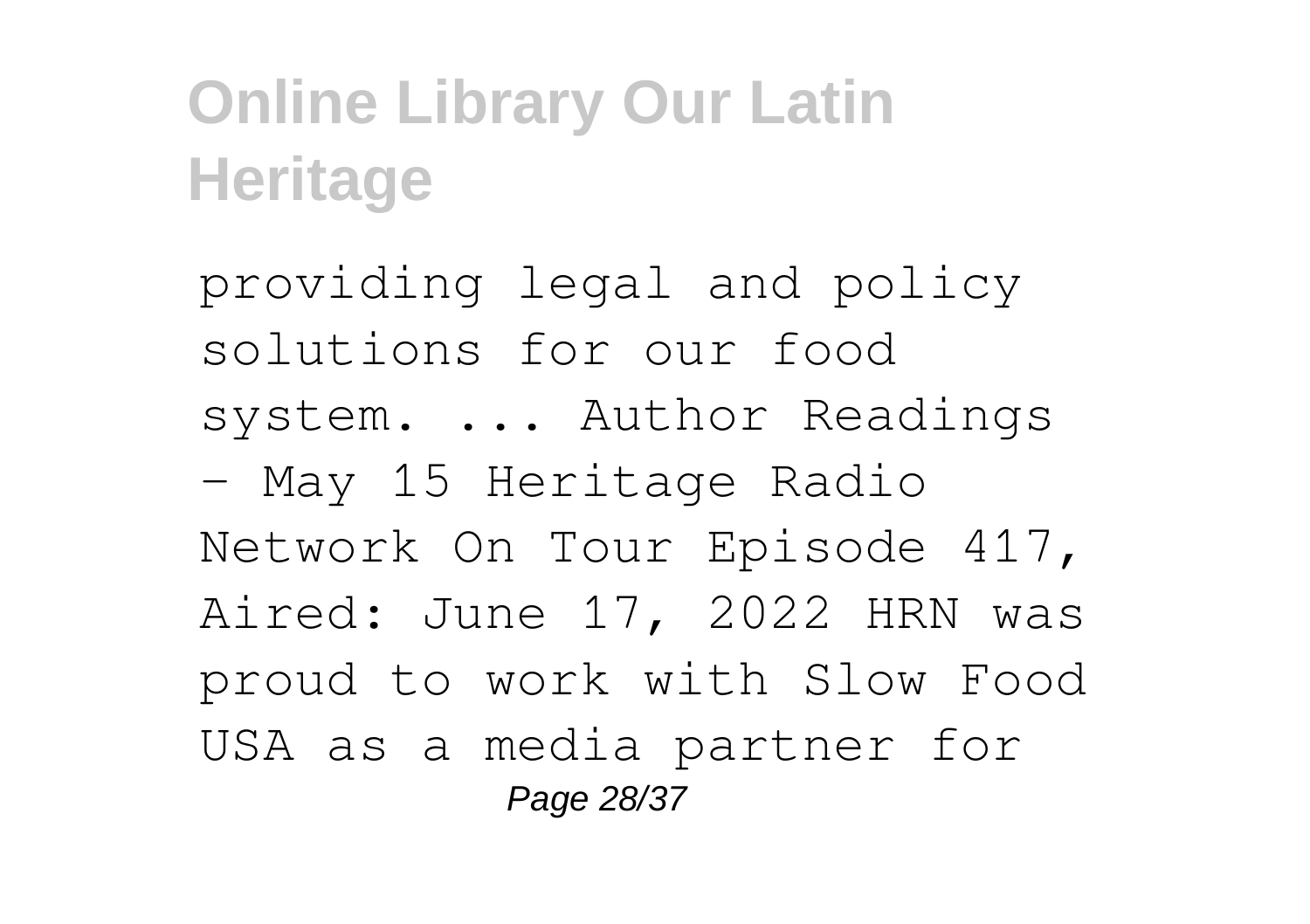providing legal and policy solutions for our food system. ... Author Readings – May 15 Heritage Radio Network On Tour Episode 417, Aired: June 17, 2022 HRN was proud to work with Slow Food USA as a media partner for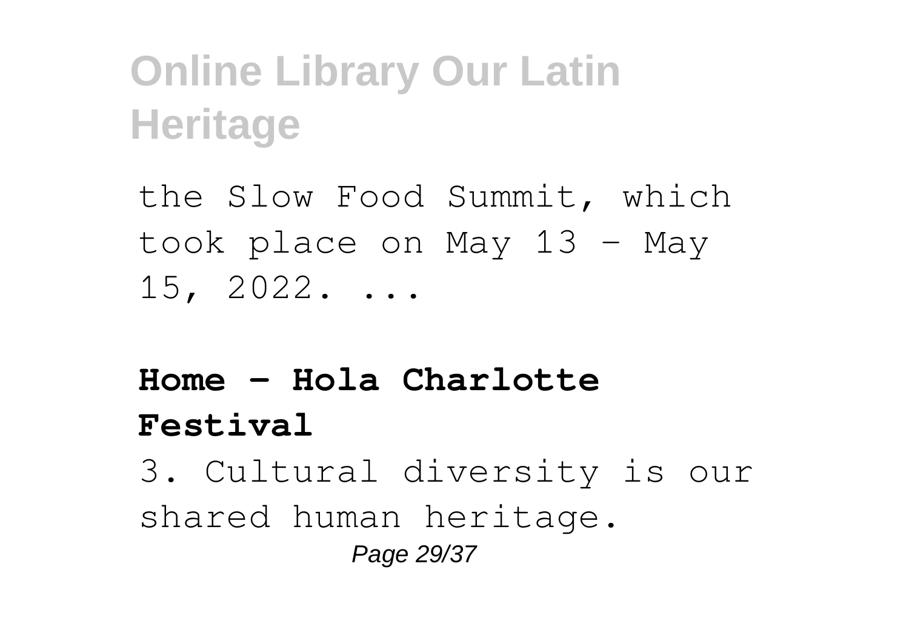the Slow Food Summit, which took place on May 13 - May 15, 2022. ...

**Home - Hola Charlotte Festival**

3. Cultural diversity is our shared human heritage.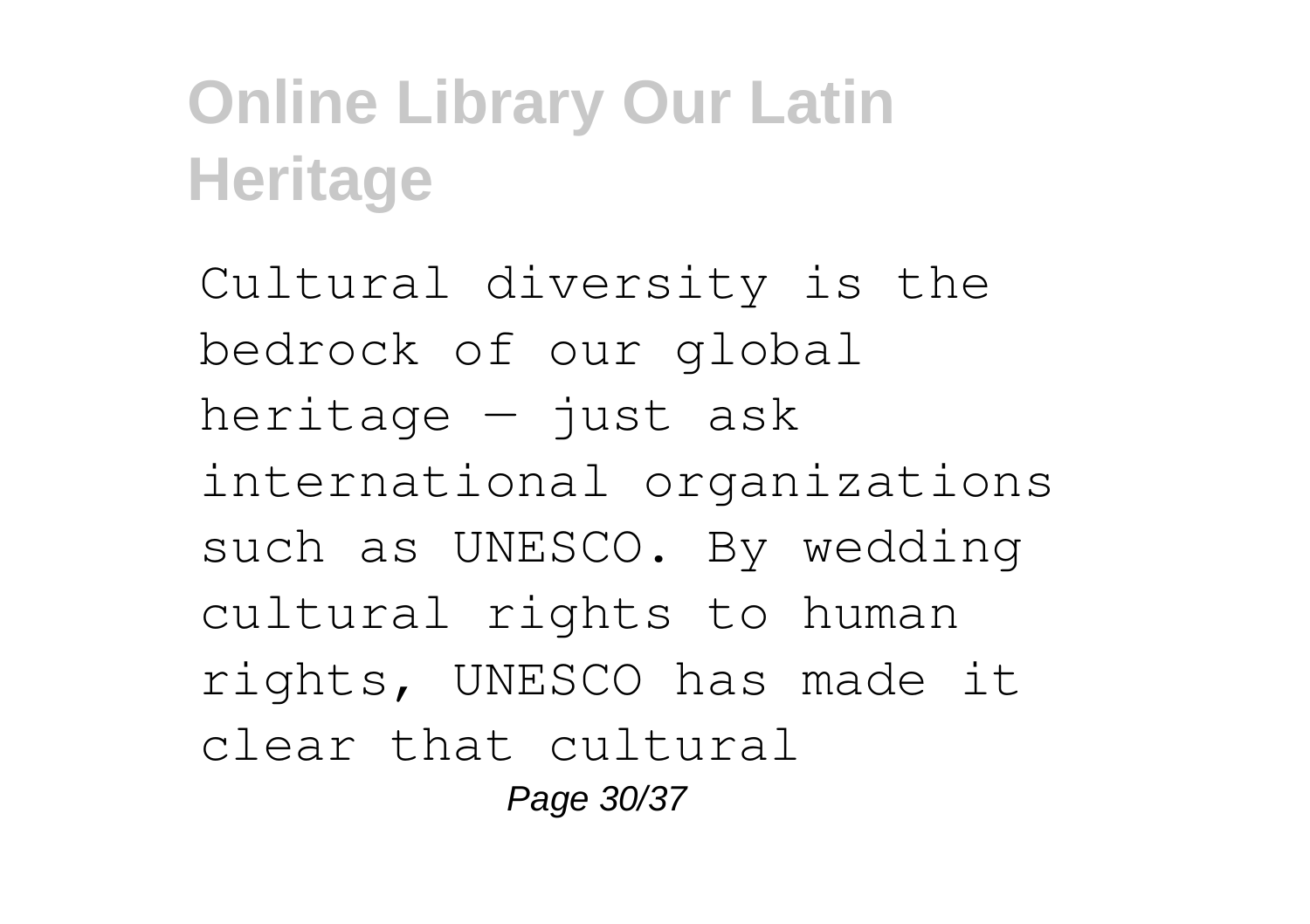Cultural diversity is the bedrock of our global heritage — just ask international organizations such as UNESCO. By wedding cultural rights to human rights, UNESCO has made it clear that cultural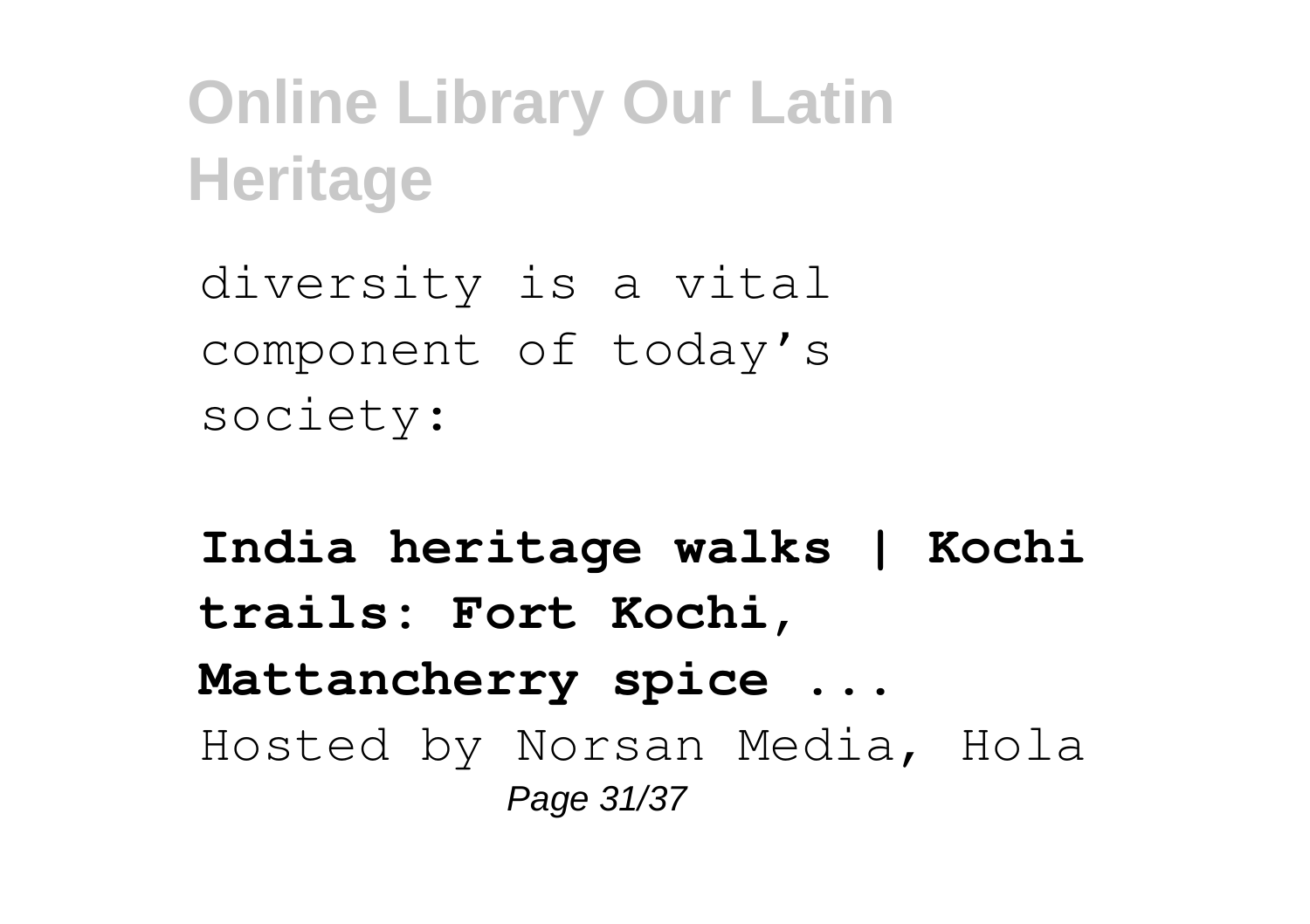diversity is a vital component of today's society:

**India heritage walks | Kochi trails: Fort Kochi, Mattancherry spice ...**

Hosted by Norsan Media, Hola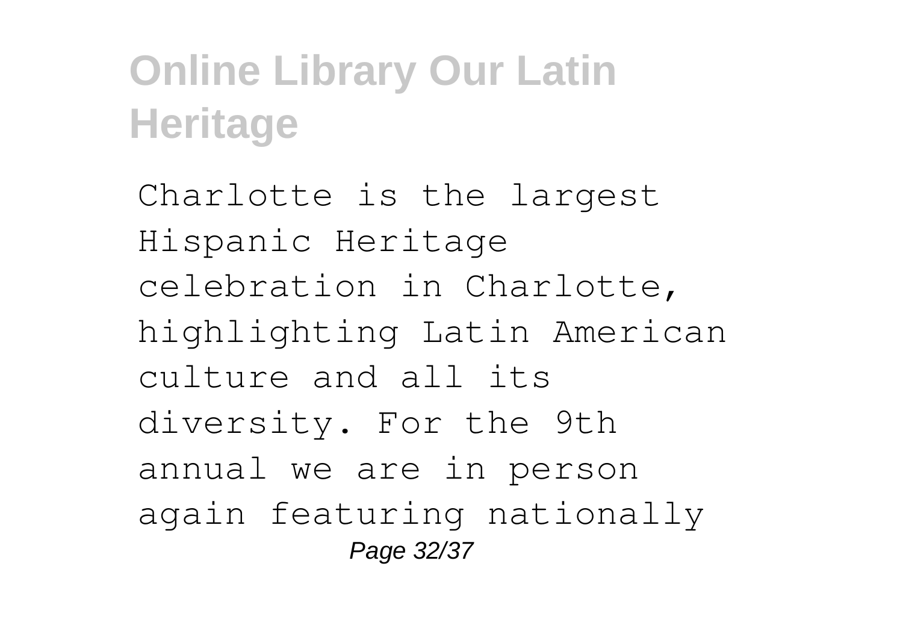Charlotte is the largest Hispanic Heritage celebration in Charlotte, highlighting Latin American culture and all its diversity. For the 9th annual we are in person again featuring nationally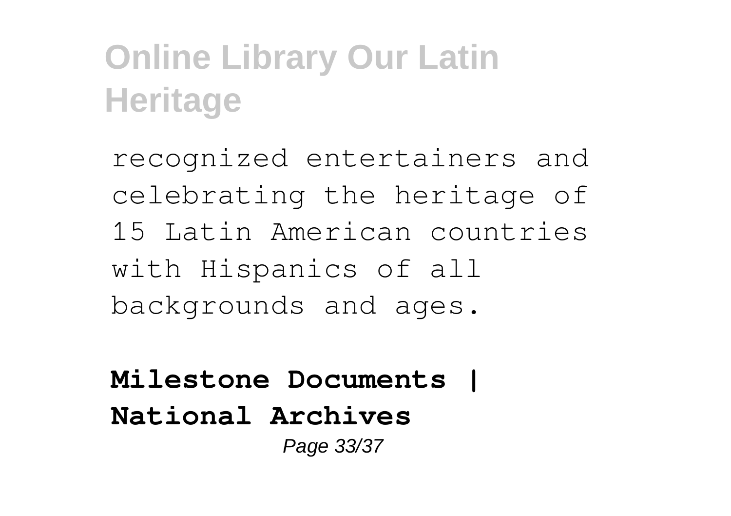recognized entertainers and celebrating the heritage of 15 Latin American countries with Hispanics of all backgrounds and ages.

**Milestone Documents | National Archives**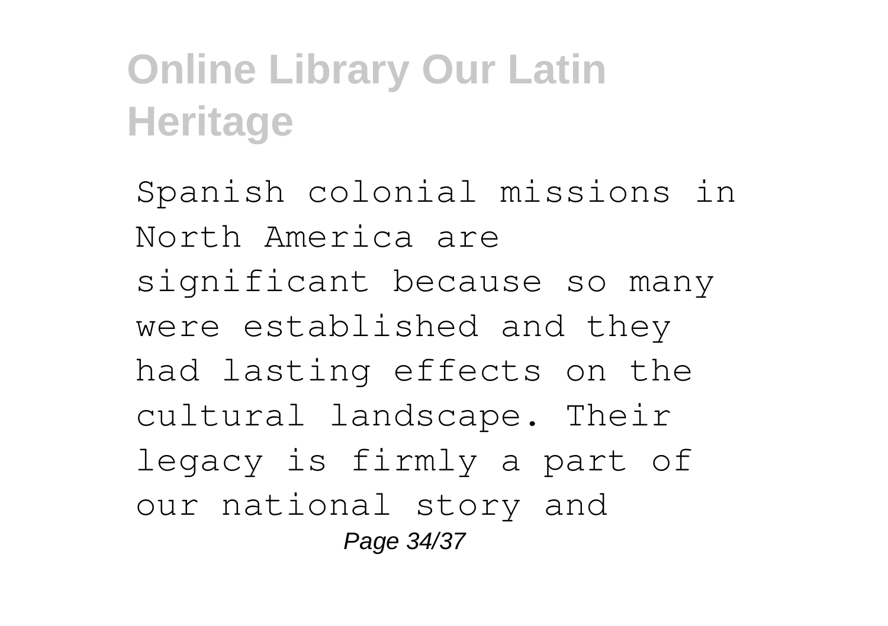Spanish colonial missions in North America are significant because so many were established and they had lasting effects on the cultural landscape. Their legacy is firmly a part of our national story and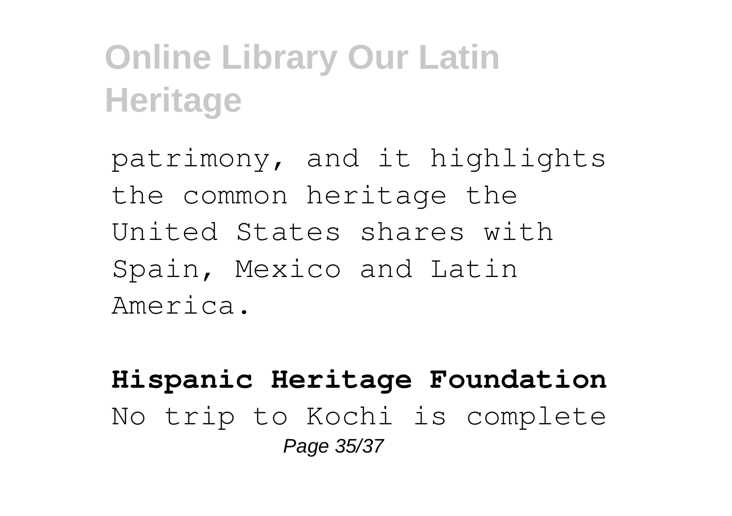patrimony, and it highlights the common heritage the United States shares with Spain, Mexico and Latin America.

**Hispanic Heritage Foundation**
No trip to Kochi is complete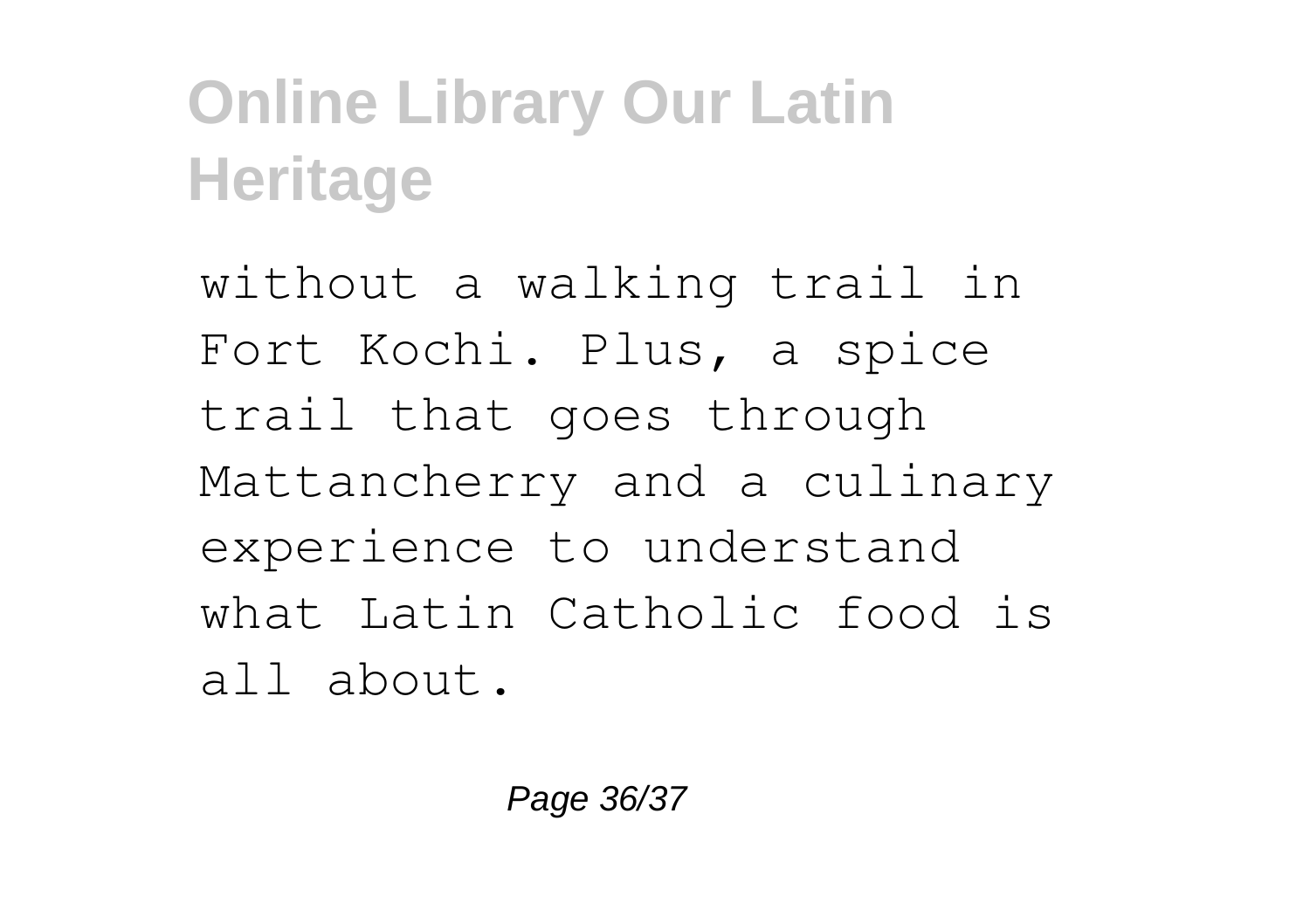without a walking trail in Fort Kochi. Plus, a spice trail that goes through Mattancherry and a culinary experience to understand what Latin Catholic food is all about.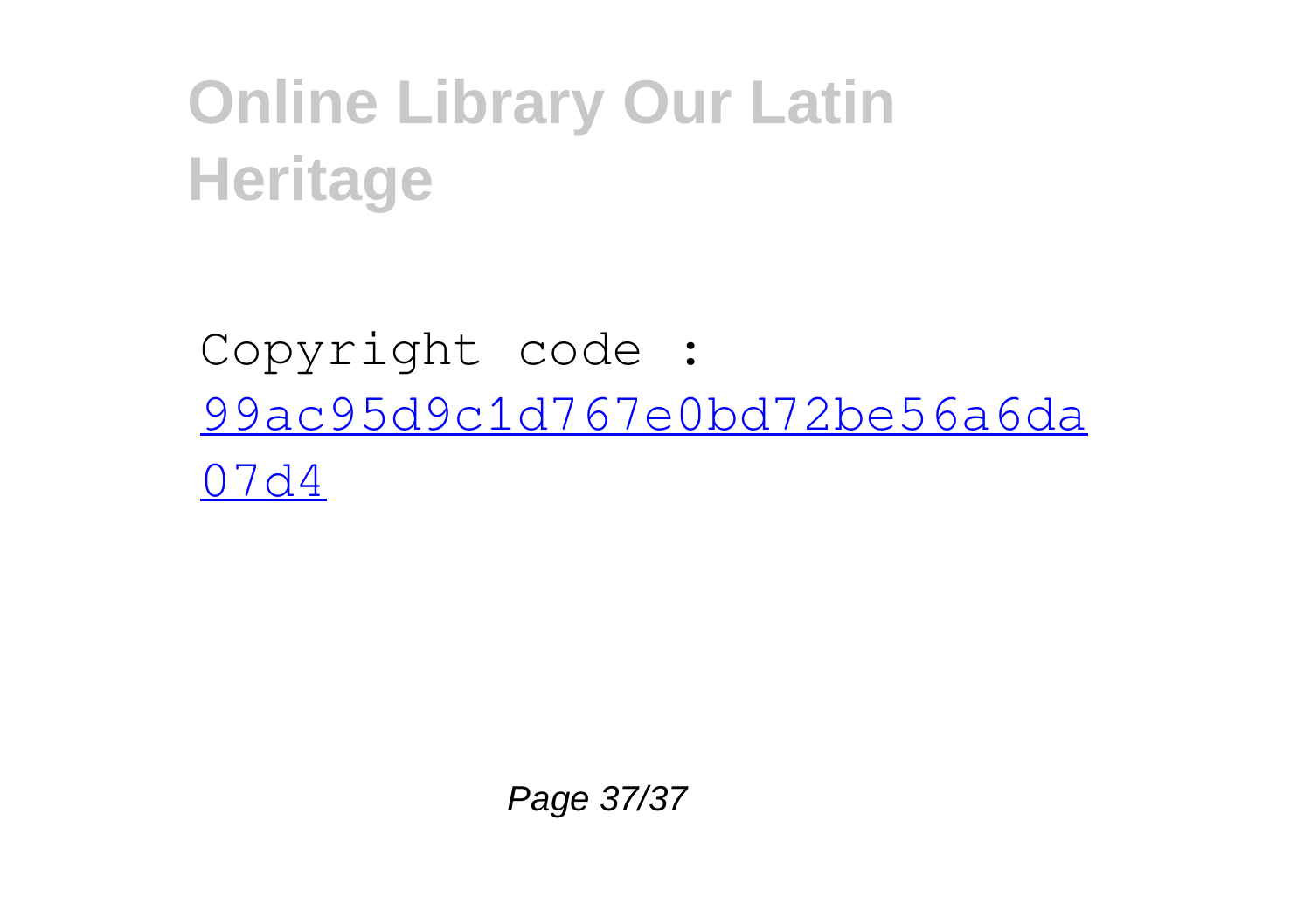Copyright code : 99ac95d9c1d767e0bd72be56a6da07d4